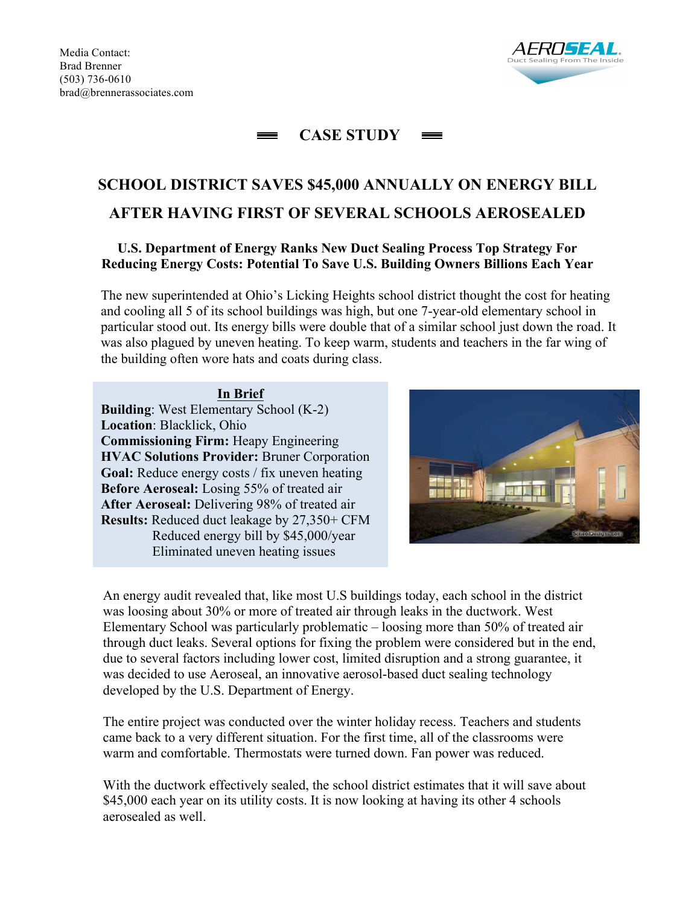Media Contact:
Brad Brenner
(503) 736-0610
brad@brennerassociates.com

AEROSEAL
Duct Sealing From The Inside

## CASE STUDY

# SCHOOL DISTRICT SAVES $45,000 ANNUALLY ON ENERGY BILL AFTER HAVING FIRST OF SEVERAL SCHOOLS AEROSEALED

### U.S. Department of Energy Ranks New Duct Sealing Process Top Strategy For Reducing Energy Costs: Potential To Save U.S. Building Owners Billions Each Year

The new superintended at Ohio's Licking Heights school district thought the cost for heating and cooling all 5 of its school buildings was high, but one 7-year-old elementary school in particular stood out. Its energy bills were double that of a similar school just down the road. It was also plagued by uneven heating. To keep warm, students and teachers in the far wing of the building often wore hats and coats during class.

**In Brief**

**Building**: West Elementary School (K-2)
**Location**: Blacklick, Ohio
**Commissioning Firm:** Heapy Engineering
**HVAC Solutions Provider:** Bruner Corporation
**Goal:** Reduce energy costs / fix uneven heating
**Before Aeroseal:** Losing 55% of treated air
**After Aeroseal:** Delivering 98% of treated air
**Results:** Reduced duct leakage by 27,350+ CFM
Reduced energy bill by $45,000/year
Eliminated uneven heating issues

An energy audit revealed that, like most U.S buildings today, each school in the district was loosing about 30% or more of treated air through leaks in the ductwork. West Elementary School was particularly problematic – loosing more than 50% of treated air through duct leaks. Several options for fixing the problem were considered but in the end, due to several factors including lower cost, limited disruption and a strong guarantee, it was decided to use Aeroseal, an innovative aerosol-based duct sealing technology developed by the U.S. Department of Energy.

The entire project was conducted over the winter holiday recess. Teachers and students came back to a very different situation. For the first time, all of the classrooms were warm and comfortable. Thermostats were turned down. Fan power was reduced.

With the ductwork effectively sealed, the school district estimates that it will save about $45,000 each year on its utility costs. It is now looking at having its other 4 schools aerosealed as well.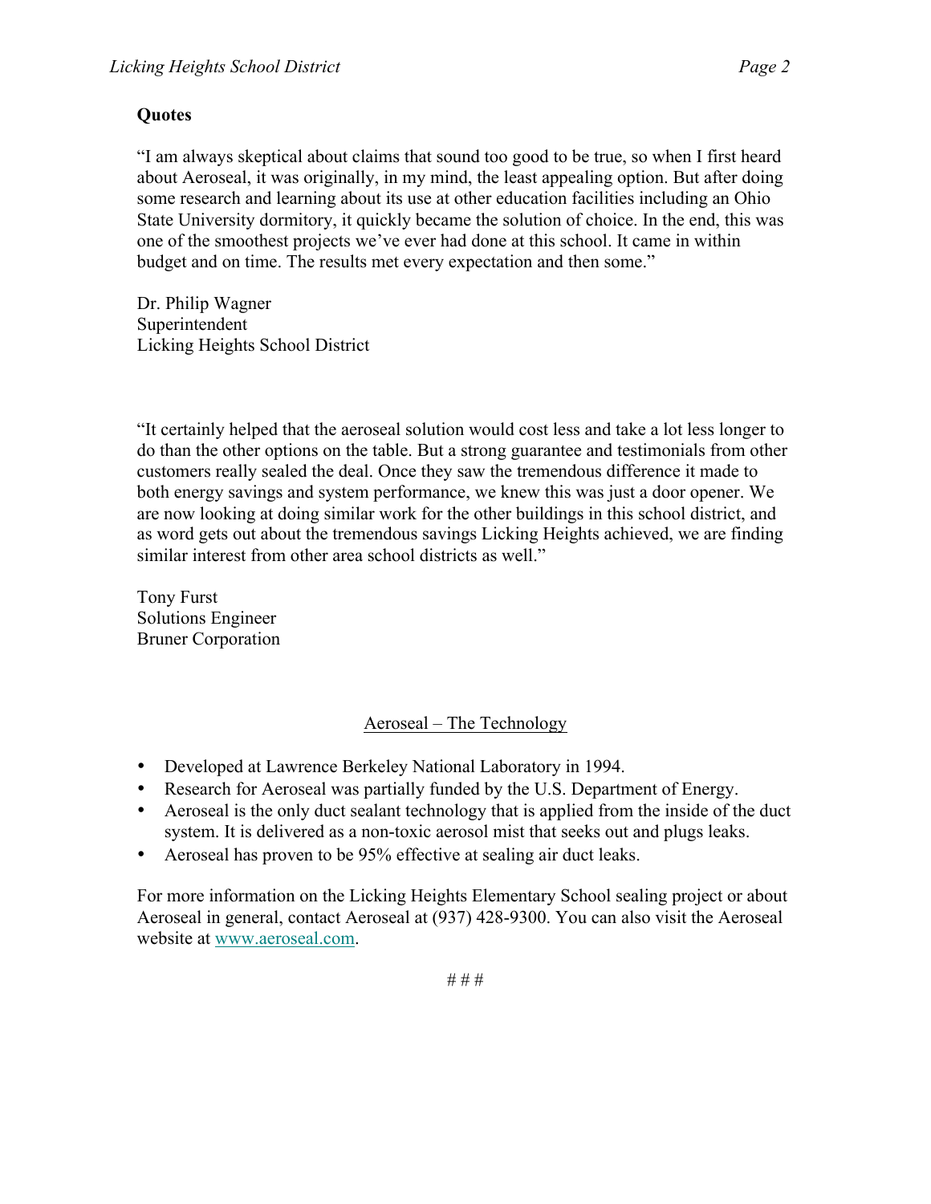**Quotes**

"I am always skeptical about claims that sound too good to be true, so when I first heard about Aeroseal, it was originally, in my mind, the least appealing option. But after doing some research and learning about its use at other education facilities including an Ohio State University dormitory, it quickly became the solution of choice. In the end, this was one of the smoothest projects we've ever had done at this school. It came in within budget and on time. The results met every expectation and then some."

Dr. Philip Wagner
Superintendent
Licking Heights School District

"It certainly helped that the aeroseal solution would cost less and take a lot less longer to do than the other options on the table. But a strong guarantee and testimonials from other customers really sealed the deal. Once they saw the tremendous difference it made to both energy savings and system performance, we knew this was just a door opener. We are now looking at doing similar work for the other buildings in this school district, and as word gets out about the tremendous savings Licking Heights achieved, we are finding similar interest from other area school districts as well."

Tony Furst
Solutions Engineer
Bruner Corporation

## Aeroseal – The Technology

- Developed at Lawrence Berkeley National Laboratory in 1994.
- Research for Aeroseal was partially funded by the U.S. Department of Energy.
- Aeroseal is the only duct sealant technology that is applied from the inside of the duct system. It is delivered as a non-toxic aerosol mist that seeks out and plugs leaks.
- Aeroseal has proven to be 95% effective at sealing air duct leaks.

For more information on the Licking Heights Elementary School sealing project or about Aeroseal in general, contact Aeroseal at (937) 428-9300. You can also visit the Aeroseal website at www.aeroseal.com.

# # #